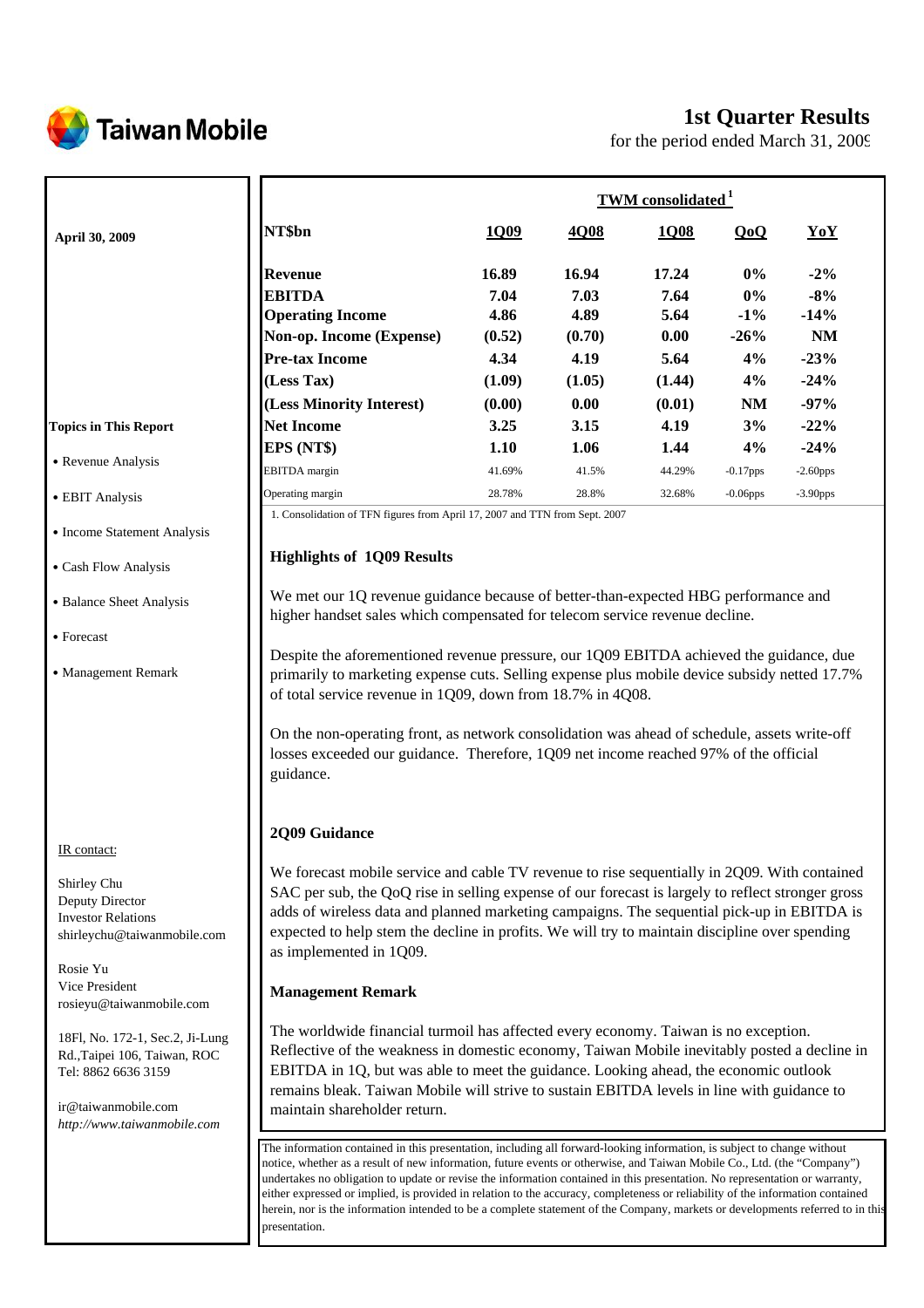# Taiwan Mobile

## 1st Quarter Results

for the period ended March 31, 2009

April 30, 2009

| NT$bn | 1Q09 | 4Q08 | 1Q08 | QoQ | YoY |
|---|---|---|---|---|---|
| | TWM consolidated[1] | | | | |
| **Revenue** | 16.89 | 16.94 | 17.24 | 0% | -2% |
| **EBITDA** | 7.04 | 7.03 | 7.64 | 0% | -8% |
| **Operating Income** | 4.86 | 4.89 | 5.64 | -1% | -14% |
| **Non-op. Income (Expense)** | (0.52) | (0.70) | 0.00 | -26% | NM |
| **Pre-tax Income** | 4.34 | 4.19 | 5.64 | 4% | -23% |
| **(Less Tax)** | (1.09) | (1.05) | (1.44) | 4% | -24% |
| **(Less Minority Interest)** | (0.00) | 0.00 | (0.01) | NM | -97% |
| **Net Income** | 3.25 | 3.15 | 4.19 | 3% | -22% |
| **EPS (NT$)** | 1.10 | 1.06 | 1.44 | 4% | -24% |
| EBITDA margin | 41.69% | 41.5% | 44.29% | -0.17pps | -2.60pps |
| Operating margin | 28.78% | 28.8% | 32.68% | -0.06pps | -3.90pps |

1. Consolidation of TFN figures from April 17, 2007 and TTN from Sept. 2007

**Topics in This Report**

- Revenue Analysis
- EBIT Analysis
- Income Statement Analysis
- Cash Flow Analysis
- Balance Sheet Analysis
- Forecast
- Management Remark

### Highlights of 1Q09 Results

We met our 1Q revenue guidance because of better-than-expected HBG performance and higher handset sales which compensated for telecom service revenue decline.

Despite the aforementioned revenue pressure, our 1Q09 EBITDA achieved the guidance, due primarily to marketing expense cuts. Selling expense plus mobile device subsidy netted 17.7% of total service revenue in 1Q09, down from 18.7% in 4Q08.

On the non-operating front, as network consolidation was ahead of schedule, assets write-off losses exceeded our guidance. Therefore, 1Q09 net income reached 97% of the official guidance.

### 2Q09 Guidance

We forecast mobile service and cable TV revenue to rise sequentially in 2Q09. With contained SAC per sub, the QoQ rise in selling expense of our forecast is largely to reflect stronger gross adds of wireless data and planned marketing campaigns. The sequential pick-up in EBITDA is expected to help stem the decline in profits. We will try to maintain discipline over spending as implemented in 1Q09.

### Management Remark

The worldwide financial turmoil has affected every economy. Taiwan is no exception. Reflective of the weakness in domestic economy, Taiwan Mobile inevitably posted a decline in EBITDA in 1Q, but was able to meet the guidance. Looking ahead, the economic outlook remains bleak. Taiwan Mobile will strive to sustain EBITDA levels in line with guidance to maintain shareholder return.

IR contact:

Shirley Chu
Deputy Director
Investor Relations
shirleychu@taiwanmobile.com

Rosie Yu
Vice President
rosieyu@taiwanmobile.com

18Fl, No. 172-1, Sec.2, Ji-Lung Rd.,Taipei 106, Taiwan, ROC
Tel: 8862 6636 3159

ir@taiwanmobile.com
*http://www.taiwanmobile.com*

The information contained in this presentation, including all forward-looking information, is subject to change without notice, whether as a result of new information, future events or otherwise, and Taiwan Mobile Co., Ltd. (the "Company") undertakes no obligation to update or revise the information contained in this presentation. No representation or warranty, either expressed or implied, is provided in relation to the accuracy, completeness or reliability of the information contained herein, nor is the information intended to be a complete statement of the Company, markets or developments referred to in this presentation.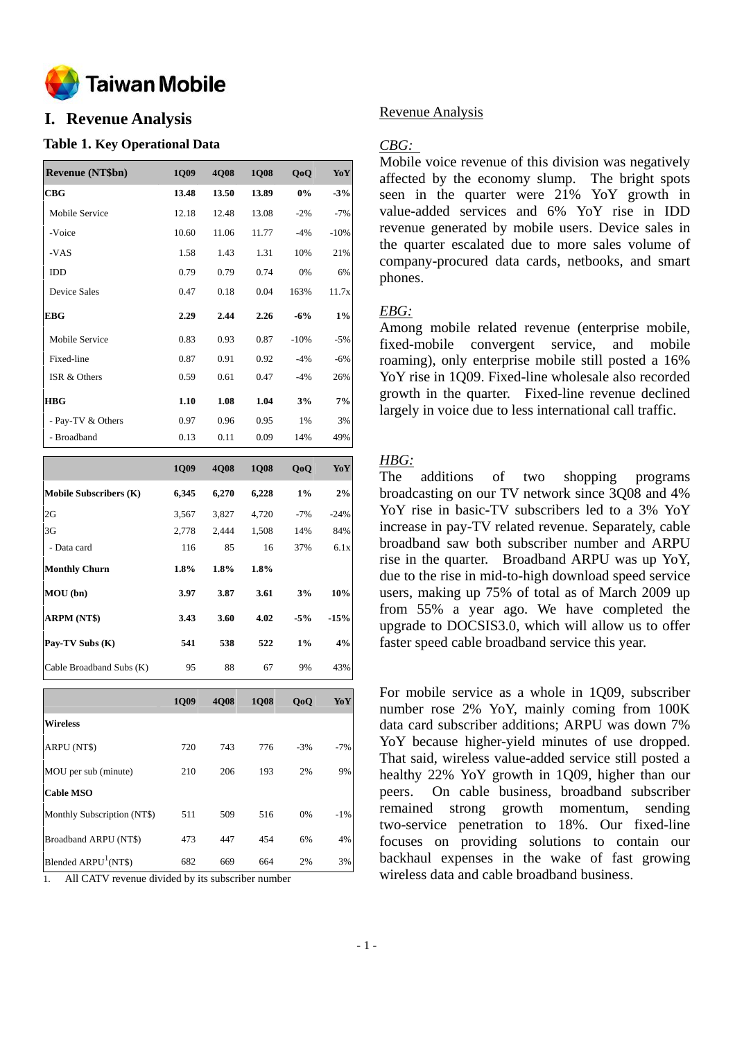# I. Revenue Analysis

### Table 1. Key Operational Data

| Revenue (NT$bn) | 1Q09 | 4Q08 | 1Q08 | QoQ | YoY |
|---|---|---|---|---|---|
| **CBG** | **13.48** | **13.50** | **13.89** | **0%** | **-3%** |
| Mobile Service | 12.18 | 12.48 | 13.08 | -2% | -7% |
| -Voice | 10.60 | 11.06 | 11.77 | -4% | -10% |
| -VAS | 1.58 | 1.43 | 1.31 | 10% | 21% |
| IDD | 0.79 | 0.79 | 0.74 | 0% | 6% |
| Device Sales | 0.47 | 0.18 | 0.04 | 163% | 11.7x |
| **EBG** | **2.29** | **2.44** | **2.26** | **-6%** | **1%** |
| Mobile Service | 0.83 | 0.93 | 0.87 | -10% | -5% |
| Fixed-line | 0.87 | 0.91 | 0.92 | -4% | -6% |
| ISR & Others | 0.59 | 0.61 | 0.47 | -4% | 26% |
| **HBG** | **1.10** | **1.08** | **1.04** | **3%** | **7%** |
| - Pay-TV & Others | 0.97 | 0.96 | 0.95 | 1% | 3% |
| - Broadband | 0.13 | 0.11 | 0.09 | 14% | 49% |

| | 1Q09 | 4Q08 | 1Q08 | QoQ | YoY |
|---|---|---|---|---|---|
| **Mobile Subscribers (K)** | **6,345** | **6,270** | **6,228** | **1%** | **2%** |
| 2G | 3,567 | 3,827 | 4,720 | -7% | -24% |
| 3G | 2,778 | 2,444 | 1,508 | 14% | 84% |
| - Data card | 116 | 85 | 16 | 37% | 6.1x |
| **Monthly Churn** | **1.8%** | **1.8%** | **1.8%** | | |
| **MOU (bn)** | **3.97** | **3.87** | **3.61** | **3%** | **10%** |
| **ARPM (NT$)** | **3.43** | **3.60** | **4.02** | **-5%** | **-15%** |
| **Pay-TV Subs (K)** | **541** | **538** | **522** | **1%** | **4%** |
| Cable Broadband Subs (K) | 95 | 88 | 67 | 9% | 43% |

| | 1Q09 | 4Q08 | 1Q08 | QoQ | YoY |
|---|---|---|---|---|---|
| **Wireless** | | | | | |
| ARPU (NT$) | 720 | 743 | 776 | -3% | -7% |
| MOU per sub (minute) | 210 | 206 | 193 | 2% | 9% |
| **Cable MSO** | | | | | |
| Monthly Subscription (NT$) | 511 | 509 | 516 | 0% | -1% |
| Broadband ARPU (NT$) | 473 | 447 | 454 | 6% | 4% |
| Blended ARPU[1](NT$) | 682 | 669 | 664 | 2% | 3% |

1. All CATV revenue divided by its subscriber number

## Revenue Analysis

*CBG:*

Mobile voice revenue of this division was negatively affected by the economy slump. The bright spots seen in the quarter were 21% YoY growth in value-added services and 6% YoY rise in IDD revenue generated by mobile users. Device sales in the quarter escalated due to more sales volume of company-procured data cards, netbooks, and smart phones.

*EBG:*

Among mobile related revenue (enterprise mobile, fixed-mobile convergent service, and mobile roaming), only enterprise mobile still posted a 16% YoY rise in 1Q09. Fixed-line wholesale also recorded growth in the quarter. Fixed-line revenue declined largely in voice due to less international call traffic.

*HBG:*

The additions of two shopping programs broadcasting on our TV network since 3Q08 and 4% YoY rise in basic-TV subscribers led to a 3% YoY increase in pay-TV related revenue. Separately, cable broadband saw both subscriber number and ARPU rise in the quarter. Broadband ARPU was up YoY, due to the rise in mid-to-high download speed service users, making up 75% of total as of March 2009 up from 55% a year ago. We have completed the upgrade to DOCSIS3.0, which will allow us to offer faster speed cable broadband service this year.

For mobile service as a whole in 1Q09, subscriber number rose 2% YoY, mainly coming from 100K data card subscriber additions; ARPU was down 7% YoY because higher-yield minutes of use dropped. That said, wireless value-added service still posted a healthy 22% YoY growth in 1Q09, higher than our peers. On cable business, broadband subscriber remained strong growth momentum, sending two-service penetration to 18%. Our fixed-line focuses on providing solutions to contain our backhaul expenses in the wake of fast growing wireless data and cable broadband business.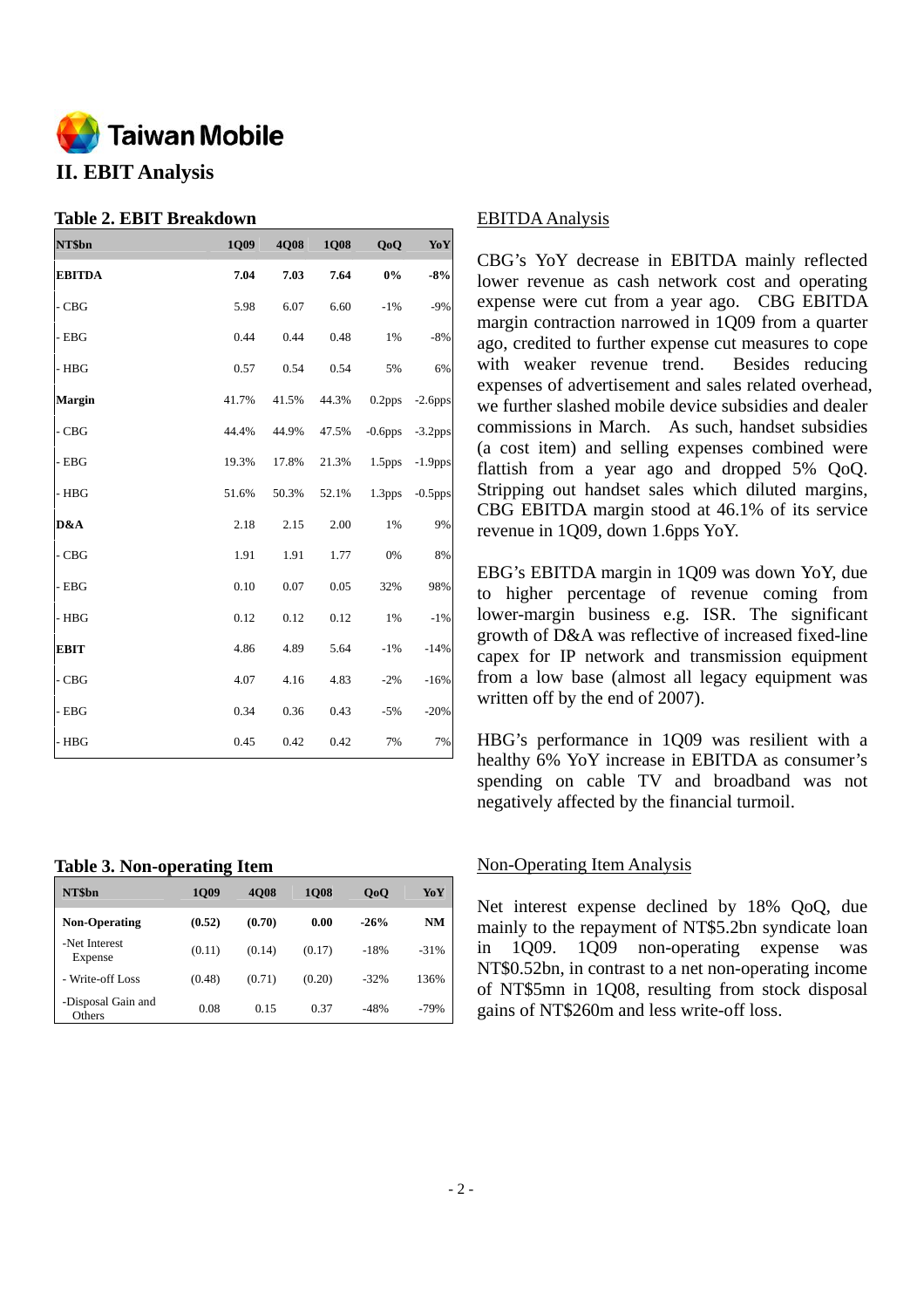## II. EBIT Analysis

**Table 2. EBIT Breakdown**

| NT$bn | 1Q09 | 4Q08 | 1Q08 | QoQ | YoY |
|---|---|---|---|---|---|
| **EBITDA** | **7.04** | **7.03** | **7.64** | **0%** | **-8%** |
| - CBG | 5.98 | 6.07 | 6.60 | -1% | -9% |
| - EBG | 0.44 | 0.44 | 0.48 | 1% | -8% |
| - HBG | 0.57 | 0.54 | 0.54 | 5% | 6% |
| **Margin** | 41.7% | 41.5% | 44.3% | 0.2pps | -2.6pps |
| - CBG | 44.4% | 44.9% | 47.5% | -0.6pps | -3.2pps |
| - EBG | 19.3% | 17.8% | 21.3% | 1.5pps | -1.9pps |
| - HBG | 51.6% | 50.3% | 52.1% | 1.3pps | -0.5pps |
| **D&A** | 2.18 | 2.15 | 2.00 | 1% | 9% |
| - CBG | 1.91 | 1.91 | 1.77 | 0% | 8% |
| - EBG | 0.10 | 0.07 | 0.05 | 32% | 98% |
| - HBG | 0.12 | 0.12 | 0.12 | 1% | -1% |
| **EBIT** | 4.86 | 4.89 | 5.64 | -1% | -14% |
| - CBG | 4.07 | 4.16 | 4.83 | -2% | -16% |
| - EBG | 0.34 | 0.36 | 0.43 | -5% | -20% |
| - HBG | 0.45 | 0.42 | 0.42 | 7% | 7% |

EBITDA Analysis

CBG's YoY decrease in EBITDA mainly reflected lower revenue as cash network cost and operating expense were cut from a year ago. CBG EBITDA margin contraction narrowed in 1Q09 from a quarter ago, credited to further expense cut measures to cope with weaker revenue trend. Besides reducing expenses of advertisement and sales related overhead, we further slashed mobile device subsidies and dealer commissions in March. As such, handset subsidies (a cost item) and selling expenses combined were flattish from a year ago and dropped 5% QoQ. Stripping out handset sales which diluted margins, CBG EBITDA margin stood at 46.1% of its service revenue in 1Q09, down 1.6pps YoY.

EBG's EBITDA margin in 1Q09 was down YoY, due to higher percentage of revenue coming from lower-margin business e.g. ISR. The significant growth of D&A was reflective of increased fixed-line capex for IP network and transmission equipment from a low base (almost all legacy equipment was written off by the end of 2007).

HBG's performance in 1Q09 was resilient with a healthy 6% YoY increase in EBITDA as consumer's spending on cable TV and broadband was not negatively affected by the financial turmoil.

**Table 3. Non-operating Item**

| NT$bn | 1Q09 | 4Q08 | 1Q08 | QoQ | YoY |
|---|---|---|---|---|---|
| **Non-Operating** | **(0.52)** | **(0.70)** | **0.00** | **-26%** | **NM** |
| -Net Interest Expense | (0.11) | (0.14) | (0.17) | -18% | -31% |
| - Write-off Loss | (0.48) | (0.71) | (0.20) | -32% | 136% |
| -Disposal Gain and Others | 0.08 | 0.15 | 0.37 | -48% | -79% |

Non-Operating Item Analysis

Net interest expense declined by 18% QoQ, due mainly to the repayment of NT$5.2bn syndicate loan in 1Q09. 1Q09 non-operating expense was NT$0.52bn, in contrast to a net non-operating income of NT$5mn in 1Q08, resulting from stock disposal gains of NT$260m and less write-off loss.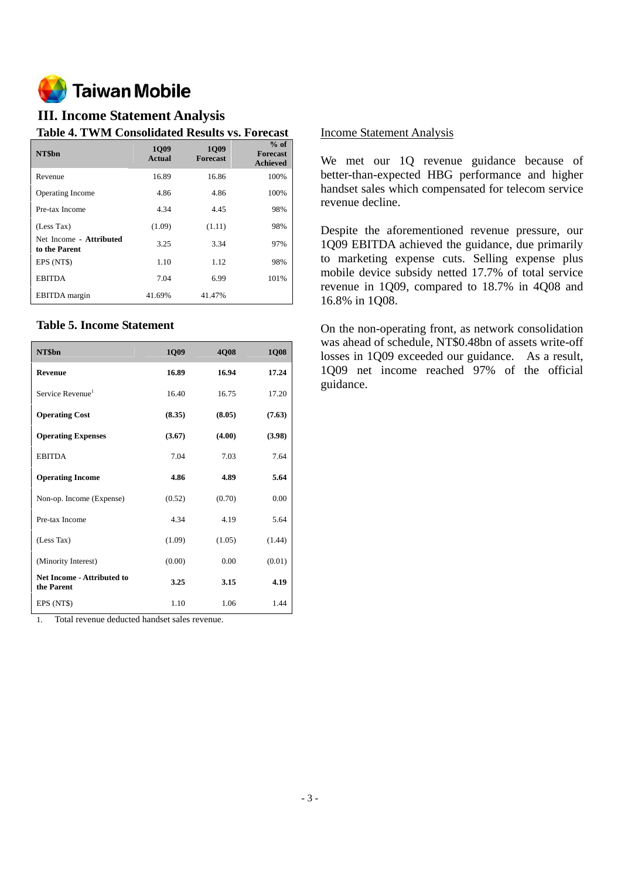## III. Income Statement Analysis

### Table 4. TWM Consolidated Results vs. Forecast

| NT$bn | 1Q09 Actual | 1Q09 Forecast | % of Forecast Achieved |
|---|---|---|---|
| Revenue | 16.89 | 16.86 | 100% |
| Operating Income | 4.86 | 4.86 | 100% |
| Pre-tax Income | 4.34 | 4.45 | 98% |
| (Less Tax) | (1.09) | (1.11) | 98% |
| Net Income - **Attributed to the Parent** | 3.25 | 3.34 | 97% |
| EPS (NT$) | 1.10 | 1.12 | 98% |
| EBITDA | 7.04 | 6.99 | 101% |
| EBITDA margin | 41.69% | 41.47% | |

### Table 5. Income Statement

| NT$bn | 1Q09 | 4Q08 | 1Q08 |
|---|---|---|---|
| **Revenue** | **16.89** | **16.94** | **17.24** |
| Service Revenue[1] | 16.40 | 16.75 | 17.20 |
| **Operating Cost** | **(8.35)** | **(8.05)** | **(7.63)** |
| **Operating Expenses** | **(3.67)** | **(4.00)** | **(3.98)** |
| EBITDA | 7.04 | 7.03 | 7.64 |
| **Operating Income** | **4.86** | **4.89** | **5.64** |
| Non-op. Income (Expense) | (0.52) | (0.70) | 0.00 |
| Pre-tax Income | 4.34 | 4.19 | 5.64 |
| (Less Tax) | (1.09) | (1.05) | (1.44) |
| (Minority Interest) | (0.00) | 0.00 | (0.01) |
| **Net Income - Attributed to the Parent** | **3.25** | **3.15** | **4.19** |
| EPS (NT$) | 1.10 | 1.06 | 1.44 |

1. Total revenue deducted handset sales revenue.

Income Statement Analysis

We met our 1Q revenue guidance because of better-than-expected HBG performance and higher handset sales which compensated for telecom service revenue decline.

Despite the aforementioned revenue pressure, our 1Q09 EBITDA achieved the guidance, due primarily to marketing expense cuts. Selling expense plus mobile device subsidy netted 17.7% of total service revenue in 1Q09, compared to 18.7% in 4Q08 and 16.8% in 1Q08.

On the non-operating front, as network consolidation was ahead of schedule, NT$0.48bn of assets write-off losses in 1Q09 exceeded our guidance. As a result, 1Q09 net income reached 97% of the official guidance.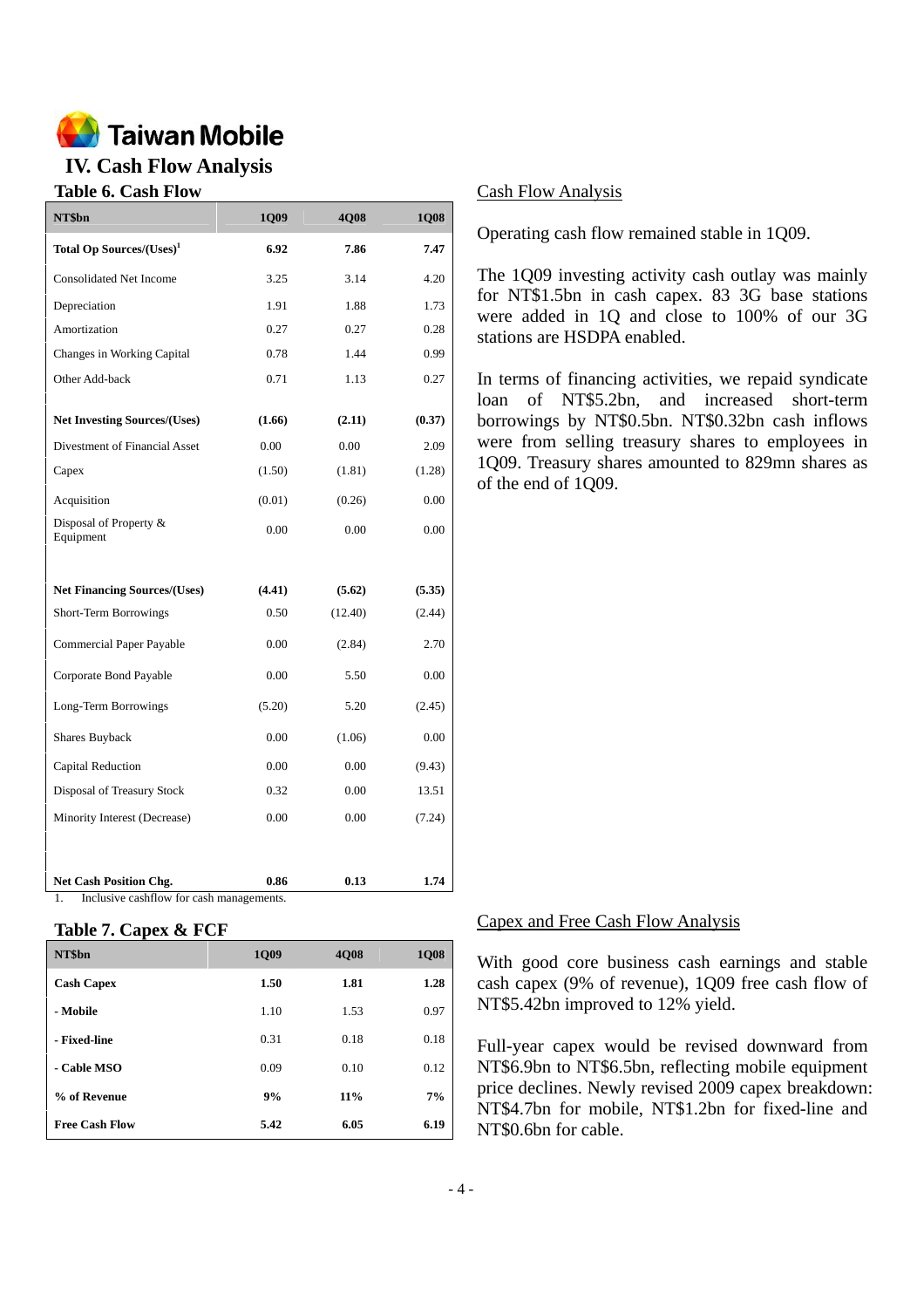Taiwan Mobile

## IV. Cash Flow Analysis

### Table 6. Cash Flow

| NT$bn | 1Q09 | 4Q08 | 1Q08 |
|---|---|---|---|
| **Total Op Sources/(Uses)[1]** | **6.92** | **7.86** | **7.47** |
| Consolidated Net Income | 3.25 | 3.14 | 4.20 |
| Depreciation | 1.91 | 1.88 | 1.73 |
| Amortization | 0.27 | 0.27 | 0.28 |
| Changes in Working Capital | 0.78 | 1.44 | 0.99 |
| Other Add-back | 0.71 | 1.13 | 0.27 |
| **Net Investing Sources/(Uses)** | **(1.66)** | **(2.11)** | **(0.37)** |
| Divestment of Financial Asset | 0.00 | 0.00 | 2.09 |
| Capex | (1.50) | (1.81) | (1.28) |
| Acquisition | (0.01) | (0.26) | 0.00 |
| Disposal of Property & Equipment | 0.00 | 0.00 | 0.00 |
| **Net Financing Sources/(Uses)** | **(4.41)** | **(5.62)** | **(5.35)** |
| Short-Term Borrowings | 0.50 | (12.40) | (2.44) |
| Commercial Paper Payable | 0.00 | (2.84) | 2.70 |
| Corporate Bond Payable | 0.00 | 5.50 | 0.00 |
| Long-Term Borrowings | (5.20) | 5.20 | (2.45) |
| Shares Buyback | 0.00 | (1.06) | 0.00 |
| Capital Reduction | 0.00 | 0.00 | (9.43) |
| Disposal of Treasury Stock | 0.32 | 0.00 | 13.51 |
| Minority Interest (Decrease) | 0.00 | 0.00 | (7.24) |
| **Net Cash Position Chg.** | **0.86** | **0.13** | **1.74** |

1. Inclusive cashflow for cash managements.

#### Cash Flow Analysis

Operating cash flow remained stable in 1Q09.

The 1Q09 investing activity cash outlay was mainly for NT$1.5bn in cash capex. 83 3G base stations were added in 1Q and close to 100% of our 3G stations are HSDPA enabled.

In terms of financing activities, we repaid syndicate loan of NT$5.2bn, and increased short-term borrowings by NT$0.5bn. NT$0.32bn cash inflows were from selling treasury shares to employees in 1Q09. Treasury shares amounted to 829mn shares as of the end of 1Q09.

### Table 7. Capex & FCF

| NT$bn | 1Q09 | 4Q08 | 1Q08 |
|---|---|---|---|
| **Cash Capex** | **1.50** | **1.81** | **1.28** |
| **- Mobile** | 1.10 | 1.53 | 0.97 |
| **- Fixed-line** | 0.31 | 0.18 | 0.18 |
| **- Cable MSO** | 0.09 | 0.10 | 0.12 |
| **% of Revenue** | **9%** | **11%** | **7%** |
| **Free Cash Flow** | **5.42** | **6.05** | **6.19** |

#### Capex and Free Cash Flow Analysis

With good core business cash earnings and stable cash capex (9% of revenue), 1Q09 free cash flow of NT$5.42bn improved to 12% yield.

Full-year capex would be revised downward from NT$6.9bn to NT$6.5bn, reflecting mobile equipment price declines. Newly revised 2009 capex breakdown: NT$4.7bn for mobile, NT$1.2bn for fixed-line and NT$0.6bn for cable.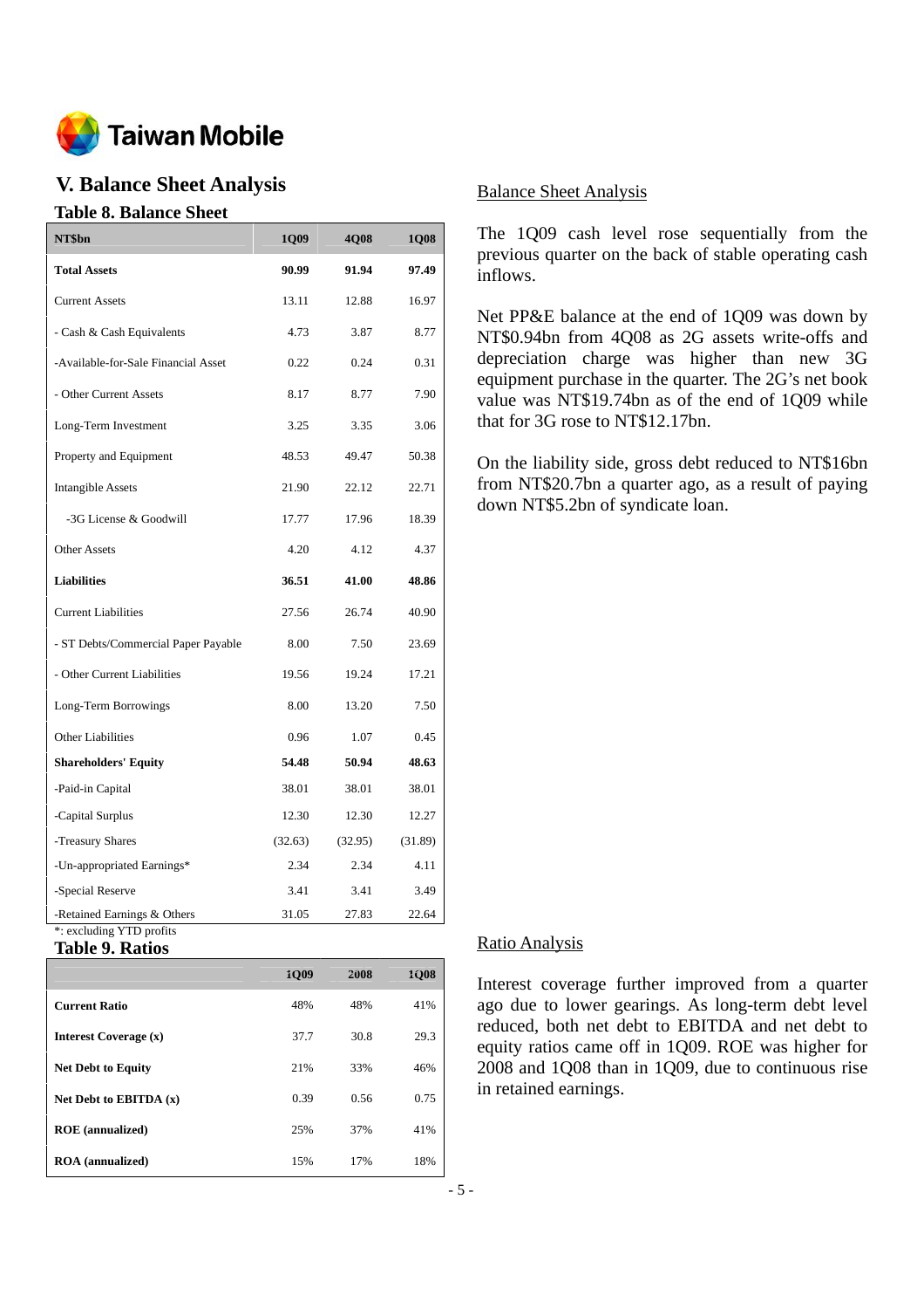Taiwan Mobile

## V. Balance Sheet Analysis

### Table 8. Balance Sheet

| NT$bn | 1Q09 | 4Q08 | 1Q08 |
|---|---|---|---|
| **Total Assets** | **90.99** | **91.94** | **97.49** |
| Current Assets | 13.11 | 12.88 | 16.97 |
| - Cash & Cash Equivalents | 4.73 | 3.87 | 8.77 |
| -Available-for-Sale Financial Asset | 0.22 | 0.24 | 0.31 |
| - Other Current Assets | 8.17 | 8.77 | 7.90 |
| Long-Term Investment | 3.25 | 3.35 | 3.06 |
| Property and Equipment | 48.53 | 49.47 | 50.38 |
| Intangible Assets | 21.90 | 22.12 | 22.71 |
| -3G License & Goodwill | 17.77 | 17.96 | 18.39 |
| Other Assets | 4.20 | 4.12 | 4.37 |
| **Liabilities** | **36.51** | **41.00** | **48.86** |
| Current Liabilities | 27.56 | 26.74 | 40.90 |
| - ST Debts/Commercial Paper Payable | 8.00 | 7.50 | 23.69 |
| - Other Current Liabilities | 19.56 | 19.24 | 17.21 |
| Long-Term Borrowings | 8.00 | 13.20 | 7.50 |
| Other Liabilities | 0.96 | 1.07 | 0.45 |
| **Shareholders' Equity** | **54.48** | **50.94** | **48.63** |
| -Paid-in Capital | 38.01 | 38.01 | 38.01 |
| -Capital Surplus | 12.30 | 12.30 | 12.27 |
| -Treasury Shares | (32.63) | (32.95) | (31.89) |
| -Un-appropriated Earnings* | 2.34 | 2.34 | 4.11 |
| -Special Reserve | 3.41 | 3.41 | 3.49 |
| -Retained Earnings & Others | 31.05 | 27.83 | 22.64 |

*: excluding YTD profits

### Table 9. Ratios

| | 1Q09 | 2008 | 1Q08 |
|---|---|---|---|
| **Current Ratio** | 48% | 48% | 41% |
| **Interest Coverage (x)** | 37.7 | 30.8 | 29.3 |
| **Net Debt to Equity** | 21% | 33% | 46% |
| **Net Debt to EBITDA (x)** | 0.39 | 0.56 | 0.75 |
| **ROE (annualized)** | 25% | 37% | 41% |
| **ROA (annualized)** | 15% | 17% | 18% |

<u>Balance Sheet Analysis</u>

The 1Q09 cash level rose sequentially from the previous quarter on the back of stable operating cash inflows.

Net PP&E balance at the end of 1Q09 was down by NT$0.94bn from 4Q08 as 2G assets write-offs and depreciation charge was higher than new 3G equipment purchase in the quarter. The 2G's net book value was NT$19.74bn as of the end of 1Q09 while that for 3G rose to NT$12.17bn.

On the liability side, gross debt reduced to NT$16bn from NT$20.7bn a quarter ago, as a result of paying down NT$5.2bn of syndicate loan.

<u>Ratio Analysis</u>

Interest coverage further improved from a quarter ago due to lower gearings. As long-term debt level reduced, both net debt to EBITDA and net debt to equity ratios came off in 1Q09. ROE was higher for 2008 and 1Q08 than in 1Q09, due to continuous rise in retained earnings.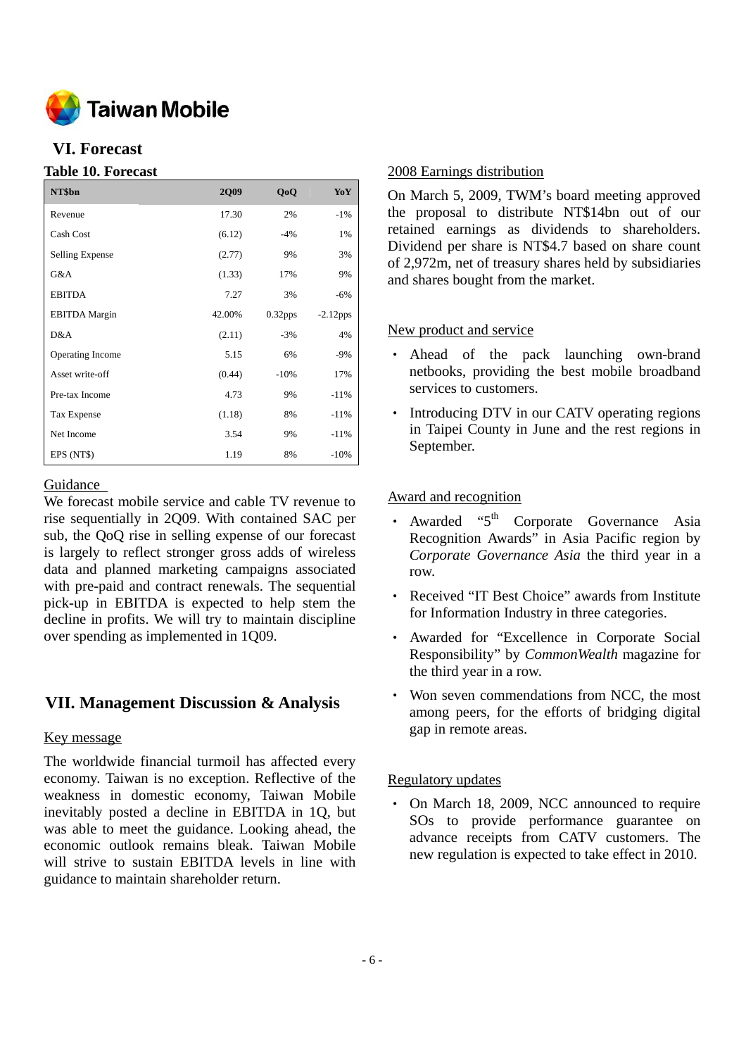## VI. Forecast

**Table 10. Forecast**

| NT$bn | 2Q09 | QoQ | YoY |
|---|---|---|---|
| Revenue | 17.30 | 2% | -1% |
| Cash Cost | (6.12) | -4% | 1% |
| Selling Expense | (2.77) | 9% | 3% |
| G&A | (1.33) | 17% | 9% |
| EBITDA | 7.27 | 3% | -6% |
| EBITDA Margin | 42.00% | 0.32pps | -2.12pps |
| D&A | (2.11) | -3% | 4% |
| Operating Income | 5.15 | 6% | -9% |
| Asset write-off | (0.44) | -10% | 17% |
| Pre-tax Income | 4.73 | 9% | -11% |
| Tax Expense | (1.18) | 8% | -11% |
| Net Income | 3.54 | 9% | -11% |
| EPS (NT$) | 1.19 | 8% | -10% |

Guidance

We forecast mobile service and cable TV revenue to rise sequentially in 2Q09. With contained SAC per sub, the QoQ rise in selling expense of our forecast is largely to reflect stronger gross adds of wireless data and planned marketing campaigns associated with pre-paid and contract renewals. The sequential pick-up in EBITDA is expected to help stem the decline in profits. We will try to maintain discipline over spending as implemented in 1Q09.

## VII. Management Discussion & Analysis

Key message

The worldwide financial turmoil has affected every economy. Taiwan is no exception. Reflective of the weakness in domestic economy, Taiwan Mobile inevitably posted a decline in EBITDA in 1Q, but was able to meet the guidance. Looking ahead, the economic outlook remains bleak. Taiwan Mobile will strive to sustain EBITDA levels in line with guidance to maintain shareholder return.

2008 Earnings distribution

On March 5, 2009, TWM's board meeting approved the proposal to distribute NT$14bn out of our retained earnings as dividends to shareholders. Dividend per share is NT$4.7 based on share count of 2,972m, net of treasury shares held by subsidiaries and shares bought from the market.

New product and service

- Ahead of the pack launching own-brand netbooks, providing the best mobile broadband services to customers.
- Introducing DTV in our CATV operating regions in Taipei County in June and the rest regions in September.

Award and recognition

- Awarded "5th Corporate Governance Asia Recognition Awards" in Asia Pacific region by *Corporate Governance Asia* the third year in a row.
- Received "IT Best Choice" awards from Institute for Information Industry in three categories.
- Awarded for "Excellence in Corporate Social Responsibility" by *CommonWealth* magazine for the third year in a row.
- Won seven commendations from NCC, the most among peers, for the efforts of bridging digital gap in remote areas.

Regulatory updates

- On March 18, 2009, NCC announced to require SOs to provide performance guarantee on advance receipts from CATV customers. The new regulation is expected to take effect in 2010.